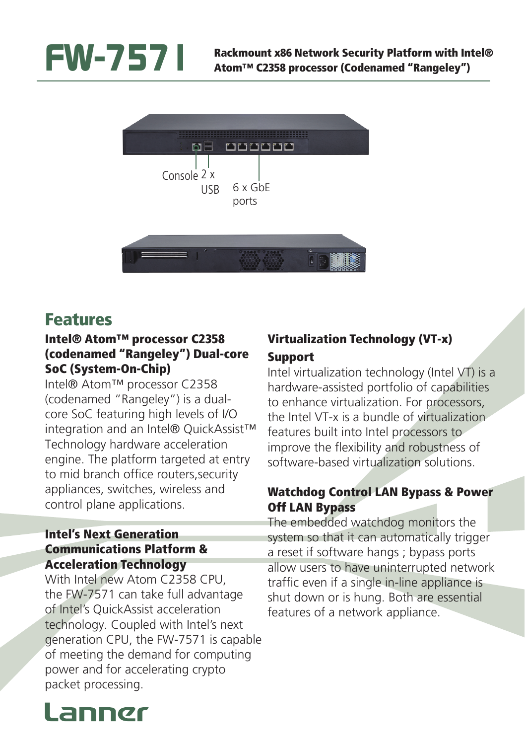# FW-7571

**Rackmount x86 Network Security Platform with Intel® Atom™ C2358 processor (Codenamed "Rangeley")**

Console 2 x USB 6 x GbE ports

## Features

### Intel® Atom™ processor C2358 (codenamed "Rangeley") Dual-core SoC (System-On-Chip)

Intel® Atom™ processor C2358 (codenamed "Rangeley") is a dual-core SoC featuring high levels of I/O integration and an Intel® QuickAssist™ Technology hardware acceleration engine. The platform targeted at entry to mid branch office routers,security appliances, switches, wireless and control plane applications.

### Intel's Next Generation Communications Platform & Acceleration Technology

With Intel new Atom C2358 CPU, the FW-7571 can take full advantage of Intel's QuickAssist acceleration technology. Coupled with Intel's next generation CPU, the FW-7571 is capable of meeting the demand for computing power and for accelerating crypto packet processing.

### Virtualization Technology (VT-x) Support

Intel virtualization technology (Intel VT) is a hardware-assisted portfolio of capabilities to enhance virtualization. For processors, the Intel VT-x is a bundle of virtualization features built into Intel processors to improve the flexibility and robustness of software-based virtualization solutions.

### Watchdog Control LAN Bypass & Power Off LAN Bypass

The embedded watchdog monitors the system so that it can automatically trigger a reset if software hangs ; bypass ports allow users to have uninterrupted network traffic even if a single in-line appliance is shut down or is hung. Both are essential features of a network appliance.

Lanner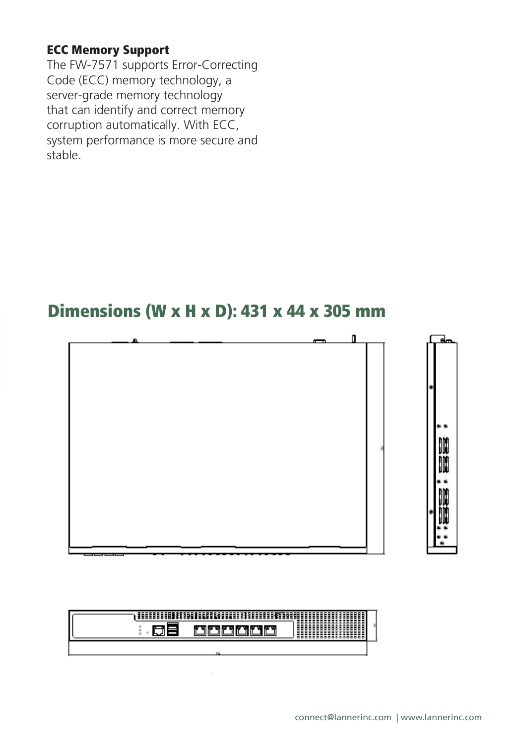**ECC Memory Support**

The FW-7571 supports Error-Correcting Code (ECC) memory technology, a server-grade memory technology that can identify and correct memory corruption automatically. With ECC, system performance is more secure and stable.

## Dimensions (W x H x D): 431 x 44 x 305 mm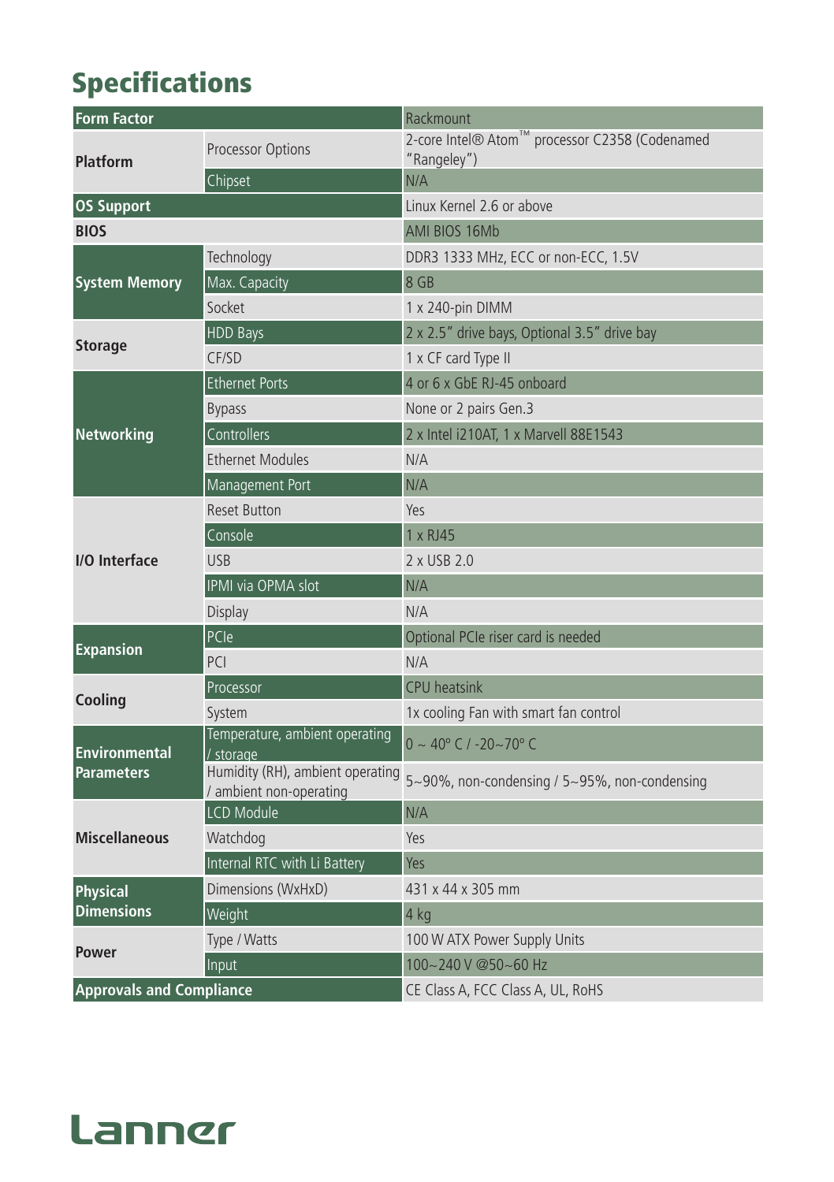# Specifications

| | | |
|---|---|---|
| **Form Factor** | | Rackmount |
| **Platform** | Processor Options | 2-core Intel® Atom™ processor C2358 (Codenamed "Rangeley") |
| | Chipset | N/A |
| **OS Support** | | Linux Kernel 2.6 or above |
| **BIOS** | | AMI BIOS 16Mb |
| **System Memory** | Technology | DDR3 1333 MHz, ECC or non-ECC, 1.5V |
| | Max. Capacity | 8 GB |
| | Socket | 1 x 240-pin DIMM |
| **Storage** | HDD Bays | 2 x 2.5" drive bays, Optional 3.5" drive bay |
| | CF/SD | 1 x CF card Type II |
| **Networking** | Ethernet Ports | 4 or 6 x GbE RJ-45 onboard |
| | Bypass | None or 2 pairs Gen.3 |
| | Controllers | 2 x Intel i210AT, 1 x Marvell 88E1543 |
| | Ethernet Modules | N/A |
| | Management Port | N/A |
| **I/O Interface** | Reset Button | Yes |
| | Console | 1 x RJ45 |
| | USB | 2 x USB 2.0 |
| | IPMI via OPMA slot | N/A |
| | Display | N/A |
| **Expansion** | PCIe | Optional PCIe riser card is needed |
| | PCI | N/A |
| **Cooling** | Processor | CPU heatsink |
| | System | 1x cooling Fan with smart fan control |
| **Environmental Parameters** | Temperature, ambient operating / storage | 0 ~ 40º C / -20~70º C |
| | Humidity (RH), ambient operating / ambient non-operating | 5~90%, non-condensing / 5~95%, non-condensing |
| **Miscellaneous** | LCD Module | N/A |
| | Watchdog | Yes |
| | Internal RTC with Li Battery | Yes |
| **Physical Dimensions** | Dimensions (WxHxD) | 431 x 44 x 305 mm |
| | Weight | 4 kg |
| **Power** | Type / Watts | 100 W ATX Power Supply Units |
| | Input | 100~240 V @50~60 Hz |
| **Approvals and Compliance** | | CE Class A, FCC Class A, UL, RoHS |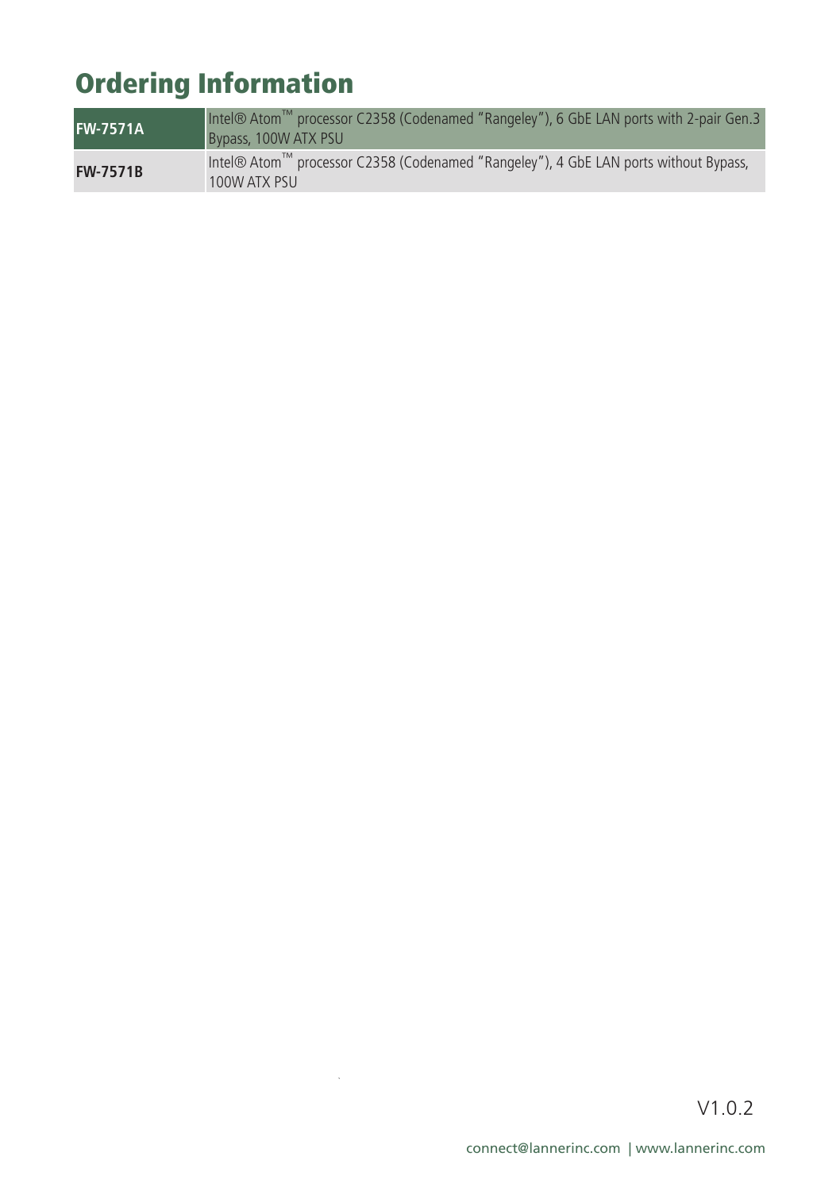# Ordering Information

| | |
|---|---|
| **FW-7571A** | Intel® Atom™ processor C2358 (Codenamed "Rangeley"), 6 GbE LAN ports with 2-pair Gen.3 Bypass, 100W ATX PSU |
| **FW-7571B** | Intel® Atom™ processor C2358 (Codenamed "Rangeley"), 4 GbE LAN ports without Bypass, 100W ATX PSU |

V1.0.2

connect@lannerinc.com | www.lannerinc.com